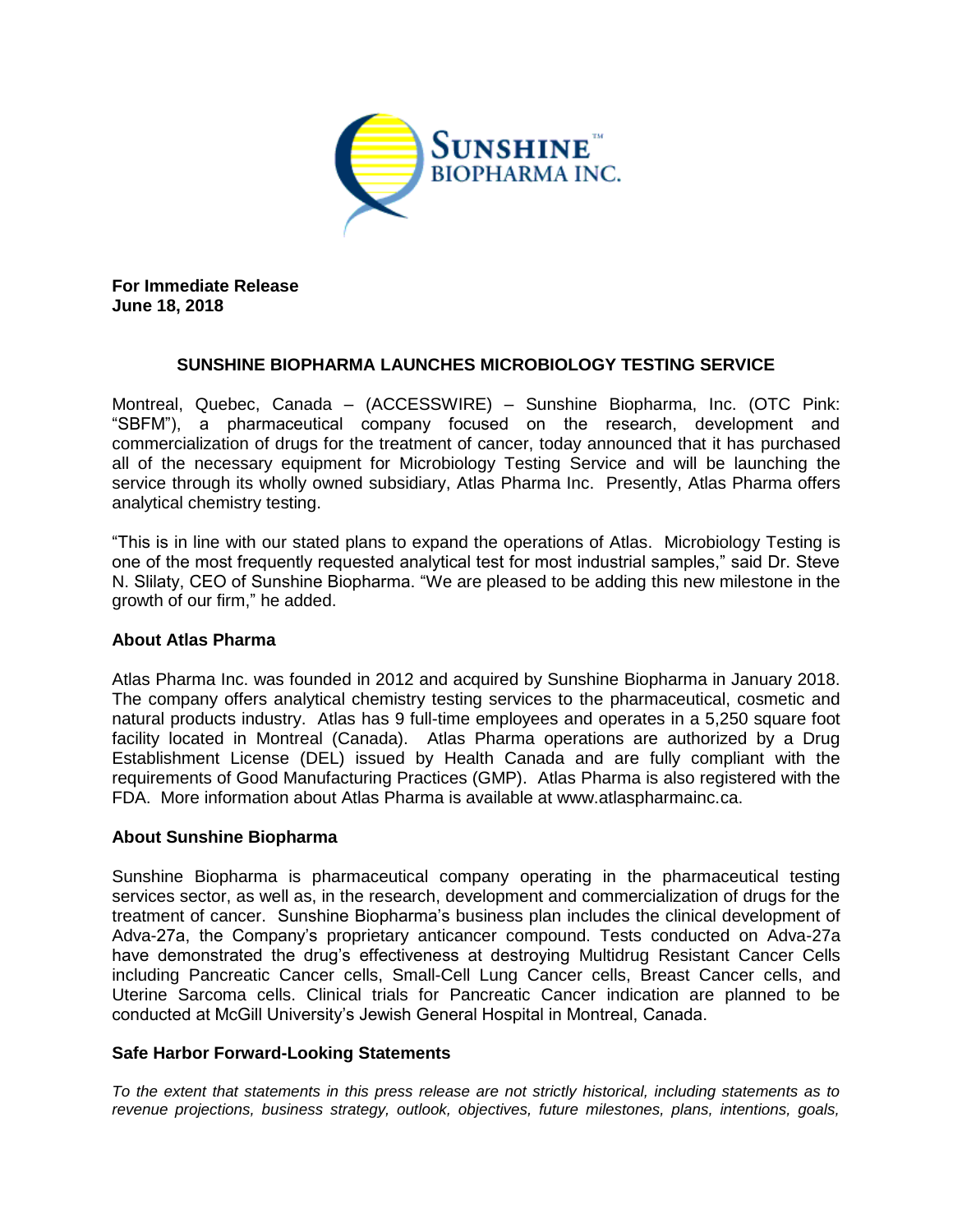**For Immediate Release**
**June 18, 2018**

## SUNSHINE BIOPHARMA LAUNCHES MICROBIOLOGY TESTING SERVICE

Montreal, Quebec, Canada – (ACCESSWIRE) – Sunshine Biopharma, Inc. (OTC Pink: "SBFM"), a pharmaceutical company focused on the research, development and commercialization of drugs for the treatment of cancer, today announced that it has purchased all of the necessary equipment for Microbiology Testing Service and will be launching the service through its wholly owned subsidiary, Atlas Pharma Inc. Presently, Atlas Pharma offers analytical chemistry testing.

"This is in line with our stated plans to expand the operations of Atlas. Microbiology Testing is one of the most frequently requested analytical test for most industrial samples," said Dr. Steve N. Slilaty, CEO of Sunshine Biopharma. "We are pleased to be adding this new milestone in the growth of our firm," he added.

### About Atlas Pharma

Atlas Pharma Inc. was founded in 2012 and acquired by Sunshine Biopharma in January 2018. The company offers analytical chemistry testing services to the pharmaceutical, cosmetic and natural products industry. Atlas has 9 full-time employees and operates in a 5,250 square foot facility located in Montreal (Canada). Atlas Pharma operations are authorized by a Drug Establishment License (DEL) issued by Health Canada and are fully compliant with the requirements of Good Manufacturing Practices (GMP). Atlas Pharma is also registered with the FDA. More information about Atlas Pharma is available at www.atlaspharmainc.ca.

### About Sunshine Biopharma

Sunshine Biopharma is pharmaceutical company operating in the pharmaceutical testing services sector, as well as, in the research, development and commercialization of drugs for the treatment of cancer. Sunshine Biopharma's business plan includes the clinical development of Adva-27a, the Company's proprietary anticancer compound. Tests conducted on Adva-27a have demonstrated the drug's effectiveness at destroying Multidrug Resistant Cancer Cells including Pancreatic Cancer cells, Small-Cell Lung Cancer cells, Breast Cancer cells, and Uterine Sarcoma cells. Clinical trials for Pancreatic Cancer indication are planned to be conducted at McGill University's Jewish General Hospital in Montreal, Canada.

### Safe Harbor Forward-Looking Statements

*To the extent that statements in this press release are not strictly historical, including statements as to revenue projections, business strategy, outlook, objectives, future milestones, plans, intentions, goals,*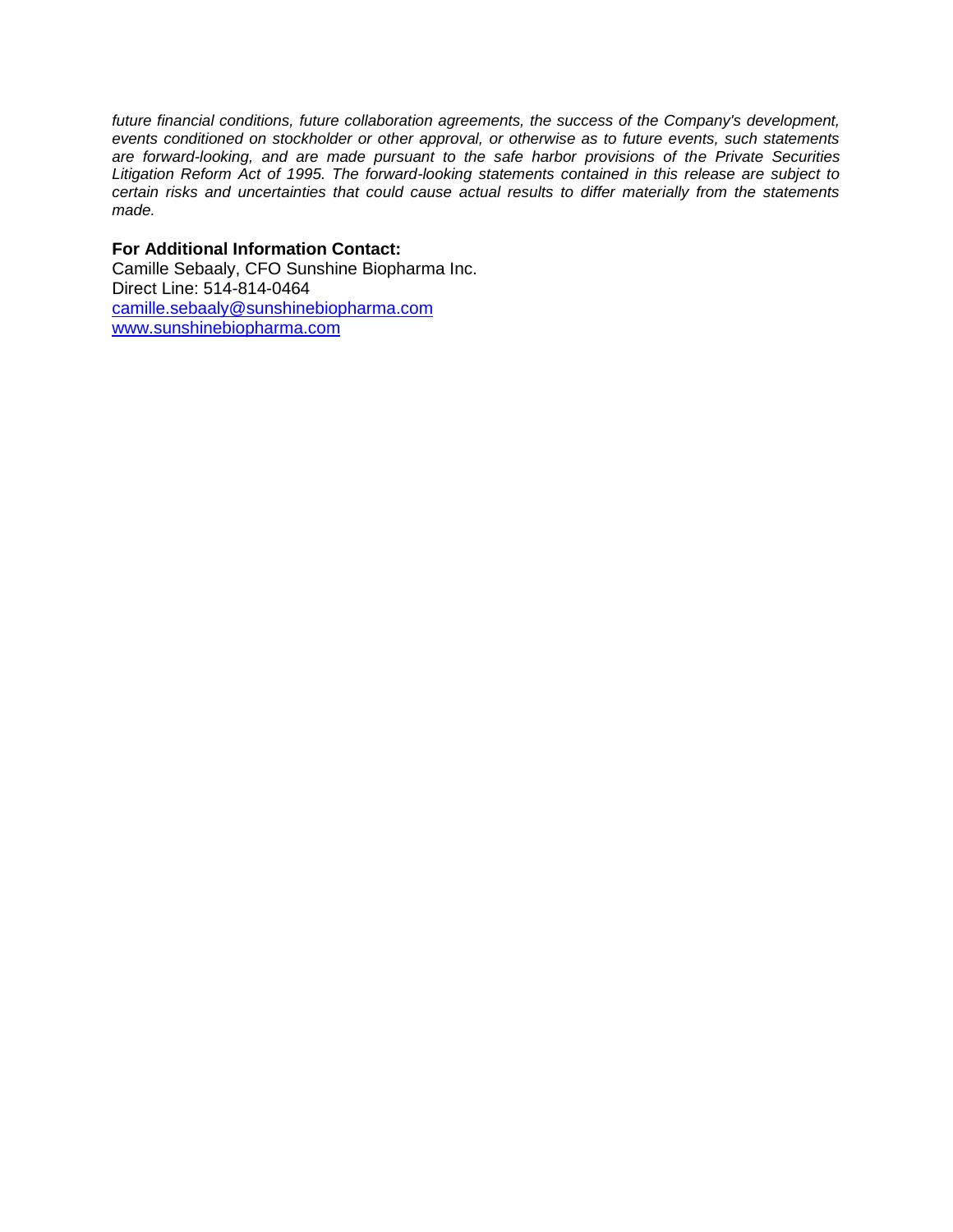*future financial conditions, future collaboration agreements, the success of the Company's development, events conditioned on stockholder or other approval, or otherwise as to future events, such statements are forward-looking, and are made pursuant to the safe harbor provisions of the Private Securities Litigation Reform Act of 1995. The forward-looking statements contained in this release are subject to certain risks and uncertainties that could cause actual results to differ materially from the statements made.*

**For Additional Information Contact:**
Camille Sebaaly, CFO Sunshine Biopharma Inc.
Direct Line: 514-814-0464
camille.sebaaly@sunshinebiopharma.com
www.sunshinebiopharma.com